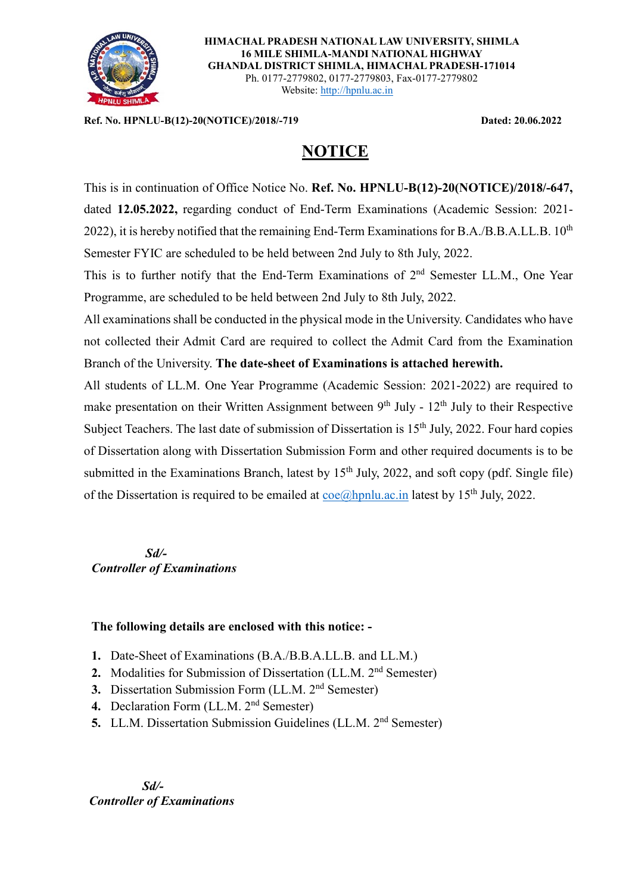**HIMACHAL PRADESH NATIONAL LAW UNIVERSITY, SHIMLA**
**16 MILE SHIMLA-MANDI NATIONAL HIGHWAY**
**GHANDAL DISTRICT SHIMLA, HIMACHAL PRADESH-171014**
Ph. 0177-2779802, 0177-2779803, Fax-0177-2779802
Website: http://hpnlu.ac.in

**Ref. No. HPNLU-B(12)-20(NOTICE)/2018/-719** **Dated: 20.06.2022**

# NOTICE

This is in continuation of Office Notice No. **Ref. No. HPNLU-B(12)-20(NOTICE)/2018/-647,** dated **12.05.2022,** regarding conduct of End-Term Examinations (Academic Session: 2021-2022), it is hereby notified that the remaining End-Term Examinations for B.A./B.B.A.LL.B. 10th Semester FYIC are scheduled to be held between 2nd July to 8th July, 2022.

This is to further notify that the End-Term Examinations of 2nd Semester LL.M., One Year Programme, are scheduled to be held between 2nd July to 8th July, 2022.

All examinations shall be conducted in the physical mode in the University. Candidates who have not collected their Admit Card are required to collect the Admit Card from the Examination Branch of the University. **The date-sheet of Examinations is attached herewith.**

All students of LL.M. One Year Programme (Academic Session: 2021-2022) are required to make presentation on their Written Assignment between 9th July - 12th July to their Respective Subject Teachers. The last date of submission of Dissertation is 15th July, 2022. Four hard copies of Dissertation along with Dissertation Submission Form and other required documents is to be submitted in the Examinations Branch, latest by 15th July, 2022, and soft copy (pdf. Single file) of the Dissertation is required to be emailed at coe@hpnlu.ac.in latest by 15th July, 2022.

***Sd/-***
***Controller of Examinations***

**The following details are enclosed with this notice: -**

1. Date-Sheet of Examinations (B.A./B.B.A.LL.B. and LL.M.)
2. Modalities for Submission of Dissertation (LL.M. 2nd Semester)
3. Dissertation Submission Form (LL.M. 2nd Semester)
4. Declaration Form (LL.M. 2nd Semester)
5. LL.M. Dissertation Submission Guidelines (LL.M. 2nd Semester)

***Sd/-***
***Controller of Examinations***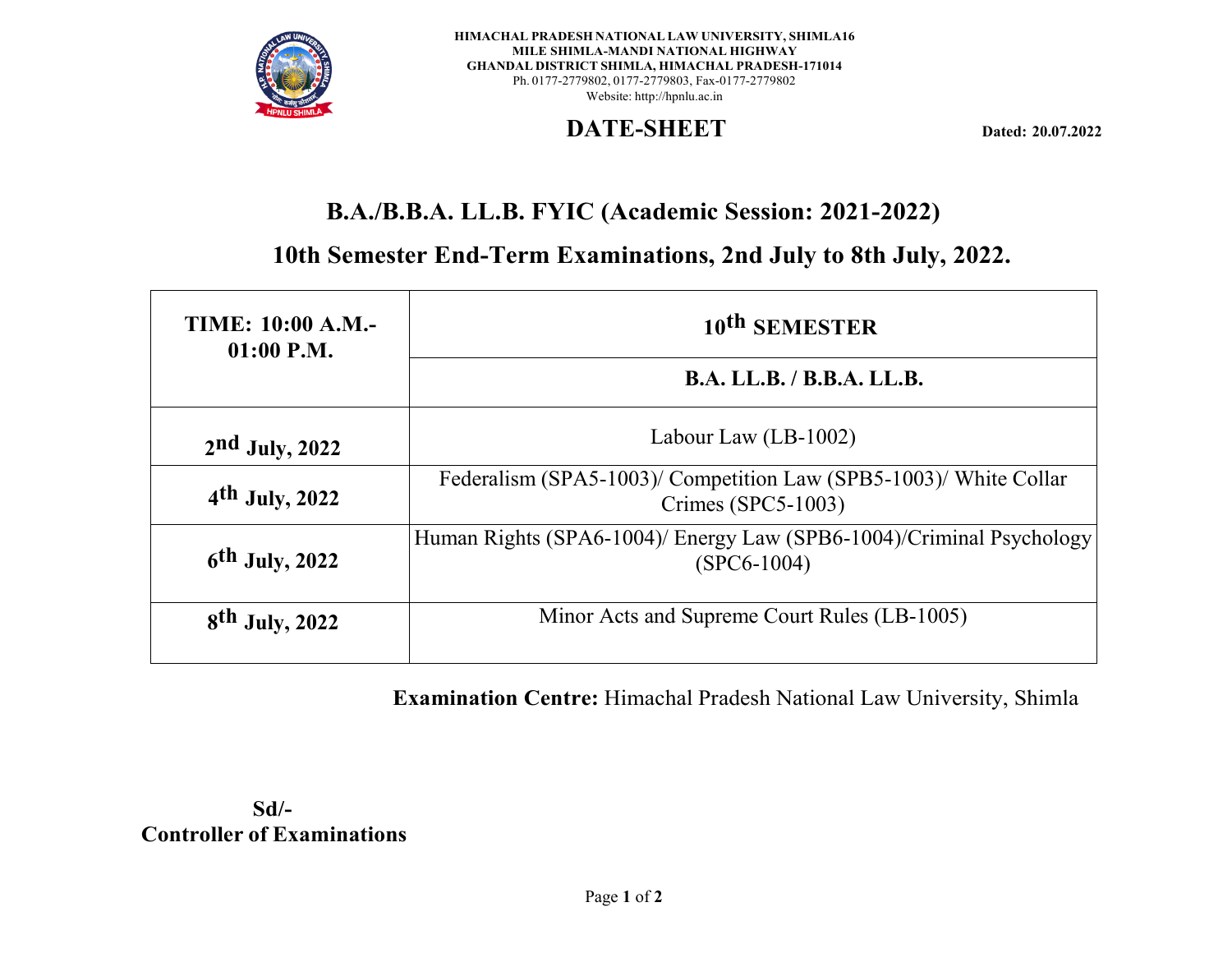**HIMACHAL PRADESH NATIONAL LAW UNIVERSITY, SHIMLA16**
**MILE SHIMLA-MANDI NATIONAL HIGHWAY**
**GHANDAL DISTRICT SHIMLA, HIMACHAL PRADESH-171014**
Ph. 0177-2779802, 0177-2779803, Fax-0177-2779802
Website: http://hpnlu.ac.in

# DATE-SHEET

**Dated: 20.07.2022**

## B.A./B.B.A. LL.B. FYIC (Academic Session: 2021-2022)

## 10th Semester End-Term Examinations, 2nd July to 8th July, 2022.

| TIME: 10:00 A.M.-01:00 P.M. | 10th SEMESTER |
|---|---|
| | **B.A. LL.B. / B.B.A. LL.B.** |
| **2nd July, 2022** | Labour Law (LB-1002) |
| **4th July, 2022** | Federalism (SPA5-1003)/ Competition Law (SPB5-1003)/ White Collar Crimes (SPC5-1003) |
| **6th July, 2022** | Human Rights (SPA6-1004)/ Energy Law (SPB6-1004)/Criminal Psychology (SPC6-1004) |
| **8th July, 2022** | Minor Acts and Supreme Court Rules (LB-1005) |

**Examination Centre:** Himachal Pradesh National Law University, Shimla

**Sd/-**
**Controller of Examinations**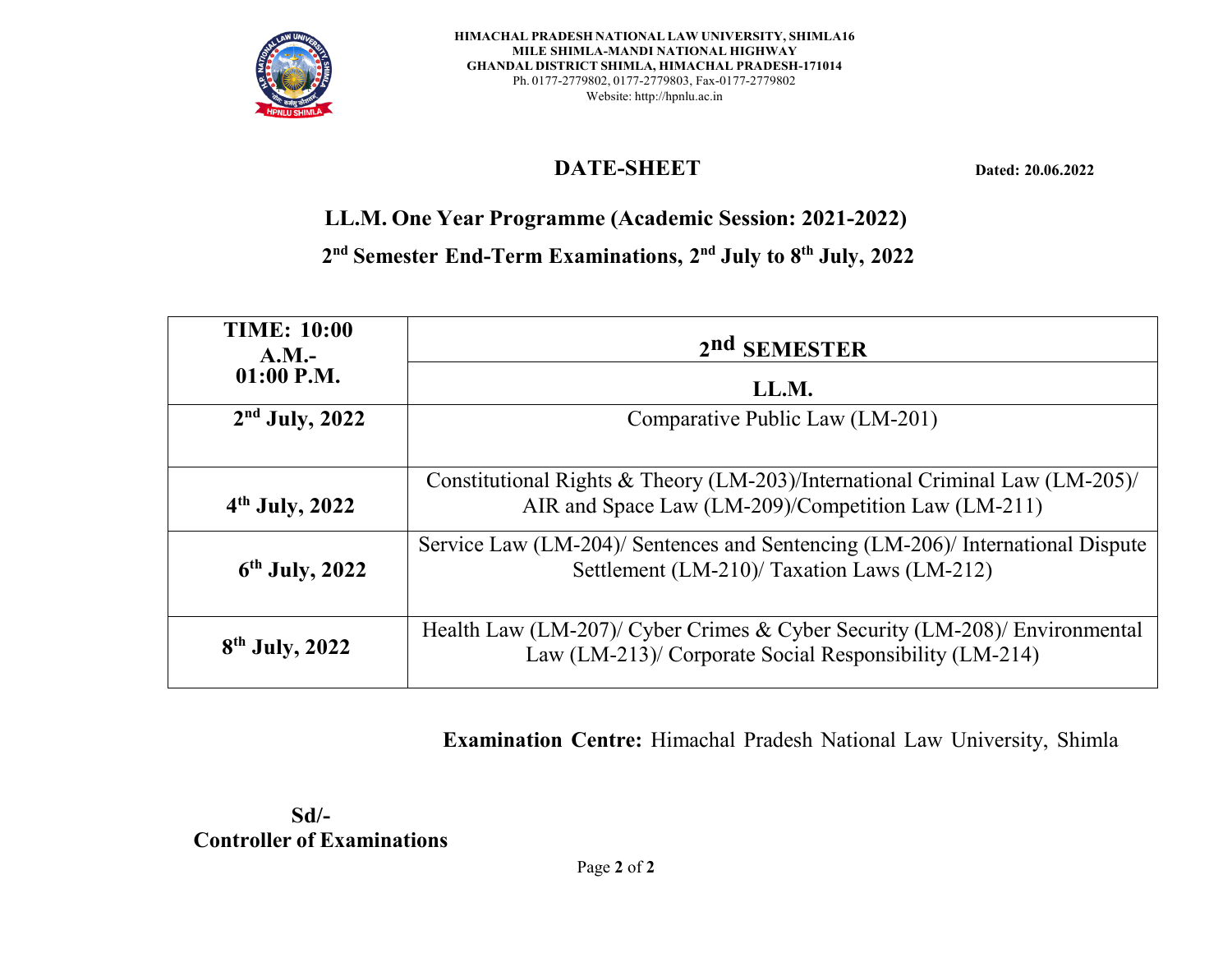**HIMACHAL PRADESH NATIONAL LAW UNIVERSITY, SHIMLA16 MILE SHIMLA-MANDI NATIONAL HIGHWAY GHANDAL DISTRICT SHIMLA, HIMACHAL PRADESH-171014**

Ph. 0177-2779802, 0177-2779803, Fax-0177-2779802

Website: http://hpnlu.ac.in

# DATE-SHEET

**Dated: 20.06.2022**

## LL.M. One Year Programme (Academic Session: 2021-2022)

## 2nd Semester End-Term Examinations, 2nd July to 8th July, 2022

| TIME: 10:00 A.M.- 01:00 P.M. | 2nd SEMESTER |
|---|---|
| | **LL.M.** |
| **2nd July, 2022** | Comparative Public Law (LM-201) |
| **4th July, 2022** | Constitutional Rights & Theory (LM-203)/International Criminal Law (LM-205)/ AIR and Space Law (LM-209)/Competition Law (LM-211) |
| **6th July, 2022** | Service Law (LM-204)/ Sentences and Sentencing (LM-206)/ International Dispute Settlement (LM-210)/ Taxation Laws (LM-212) |
| **8th July, 2022** | Health Law (LM-207)/ Cyber Crimes & Cyber Security (LM-208)/ Environmental Law (LM-213)/ Corporate Social Responsibility (LM-214) |

**Examination Centre:** Himachal Pradesh National Law University, Shimla

**Sd/-**
**Controller of Examinations**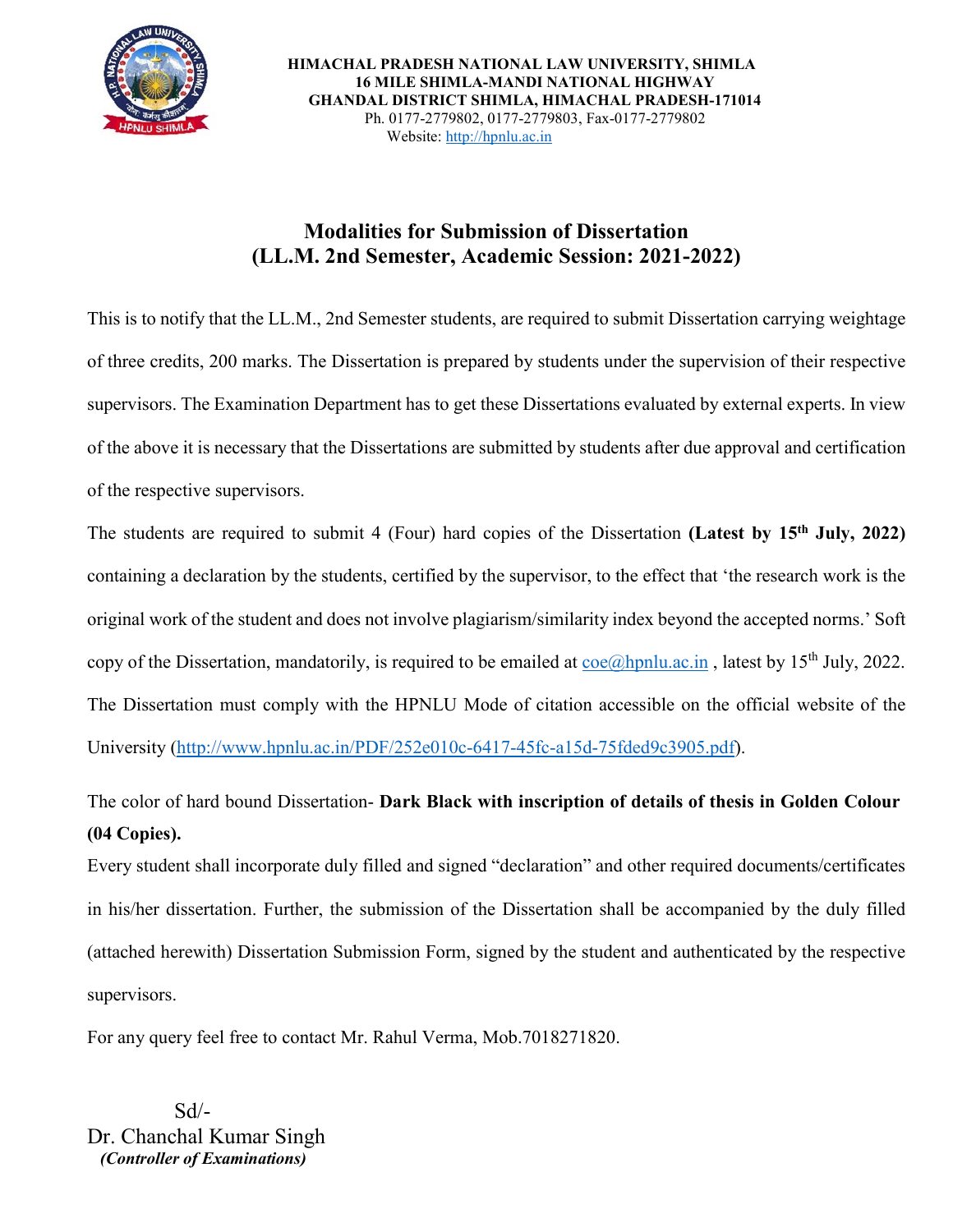**HIMACHAL PRADESH NATIONAL LAW UNIVERSITY, SHIMLA**
**16 MILE SHIMLA-MANDI NATIONAL HIGHWAY**
**GHANDAL DISTRICT SHIMLA, HIMACHAL PRADESH-171014**
Ph. 0177-2779802, 0177-2779803, Fax-0177-2779802
Website: http://hpnlu.ac.in

# Modalities for Submission of Dissertation
# (LL.M. 2nd Semester, Academic Session: 2021-2022)

This is to notify that the LL.M., 2nd Semester students, are required to submit Dissertation carrying weightage of three credits, 200 marks. The Dissertation is prepared by students under the supervision of their respective supervisors. The Examination Department has to get these Dissertations evaluated by external experts. In view of the above it is necessary that the Dissertations are submitted by students after due approval and certification of the respective supervisors.

The students are required to submit 4 (Four) hard copies of the Dissertation **(Latest by 15th July, 2022)** containing a declaration by the students, certified by the supervisor, to the effect that 'the research work is the original work of the student and does not involve plagiarism/similarity index beyond the accepted norms.' Soft copy of the Dissertation, mandatorily, is required to be emailed at coe@hpnlu.ac.in , latest by 15th July, 2022. The Dissertation must comply with the HPNLU Mode of citation accessible on the official website of the University (http://www.hpnlu.ac.in/PDF/252e010c-6417-45fc-a15d-75fded9c3905.pdf).

The color of hard bound Dissertation- **Dark Black with inscription of details of thesis in Golden Colour (04 Copies).**

Every student shall incorporate duly filled and signed "declaration" and other required documents/certificates in his/her dissertation. Further, the submission of the Dissertation shall be accompanied by the duly filled (attached herewith) Dissertation Submission Form, signed by the student and authenticated by the respective supervisors.

For any query feel free to contact Mr. Rahul Verma, Mob.7018271820.

Sd/-
Dr. Chanchal Kumar Singh
***(Controller of Examinations)***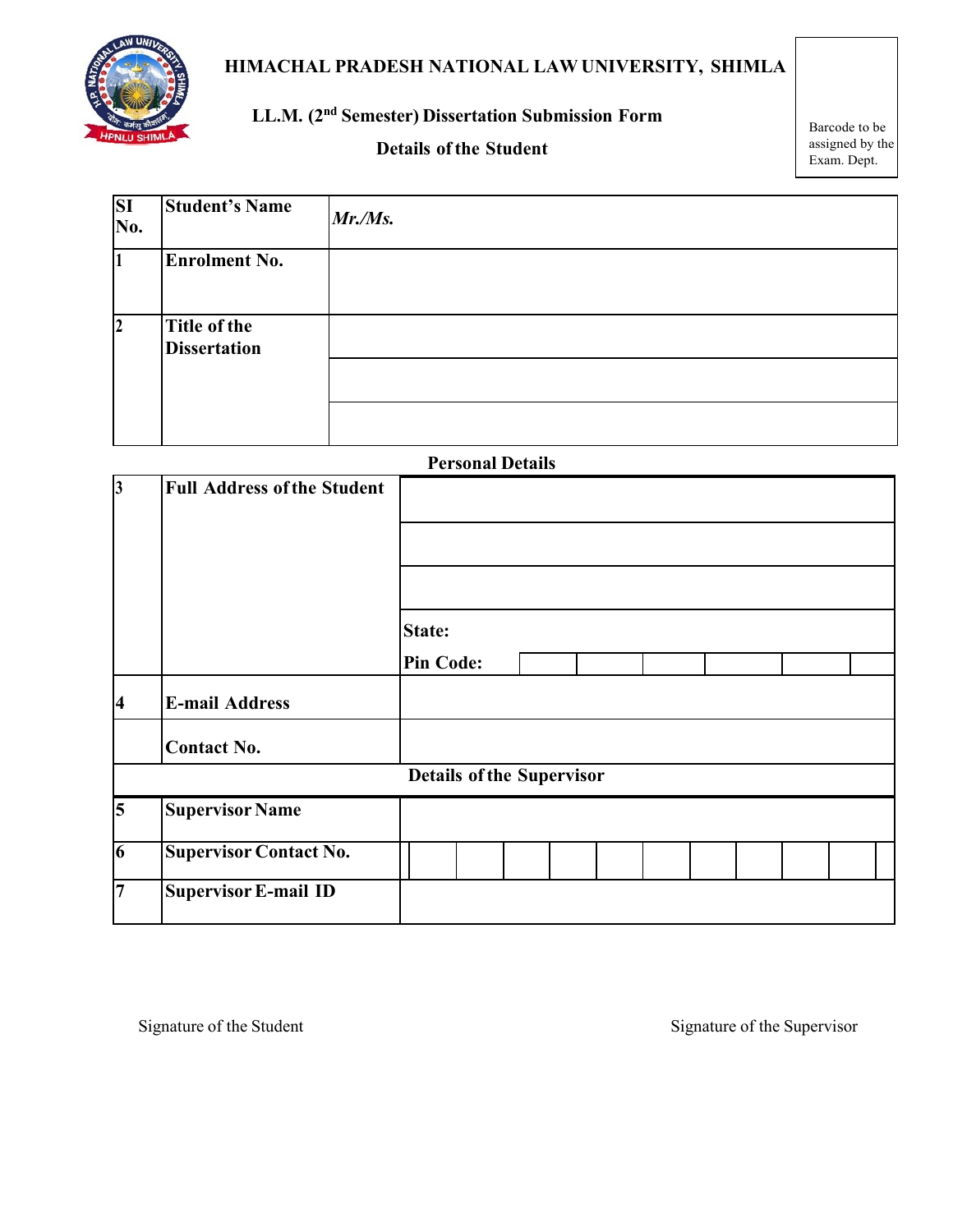# HIMACHAL PRADESH NATIONAL LAW UNIVERSITY, SHIMLA

Barcode to be assigned by the Exam. Dept.

## LL.M. (2nd Semester) Dissertation Submission Form

### Details of the Student

| SI No. | Student's Name | *Mr./Ms.* |
|---|---|---|
| 1 | Enrolment No. | |
| 2 | Title of the Dissertation | |
| | | |
| | | |

### Personal Details

| | | |
|---|---|---|
| 3 | Full Address of the Student | |
| | | |
| | | |
| | | State: |
| | | Pin Code: |
| 4 | E-mail Address | |
| | Contact No. | |

### Details of the Supervisor

| | | |
|---|---|---|
| 5 | Supervisor Name | |
| 6 | Supervisor Contact No. | |
| 7 | Supervisor E-mail ID | |

Signature of the Student

Signature of the Supervisor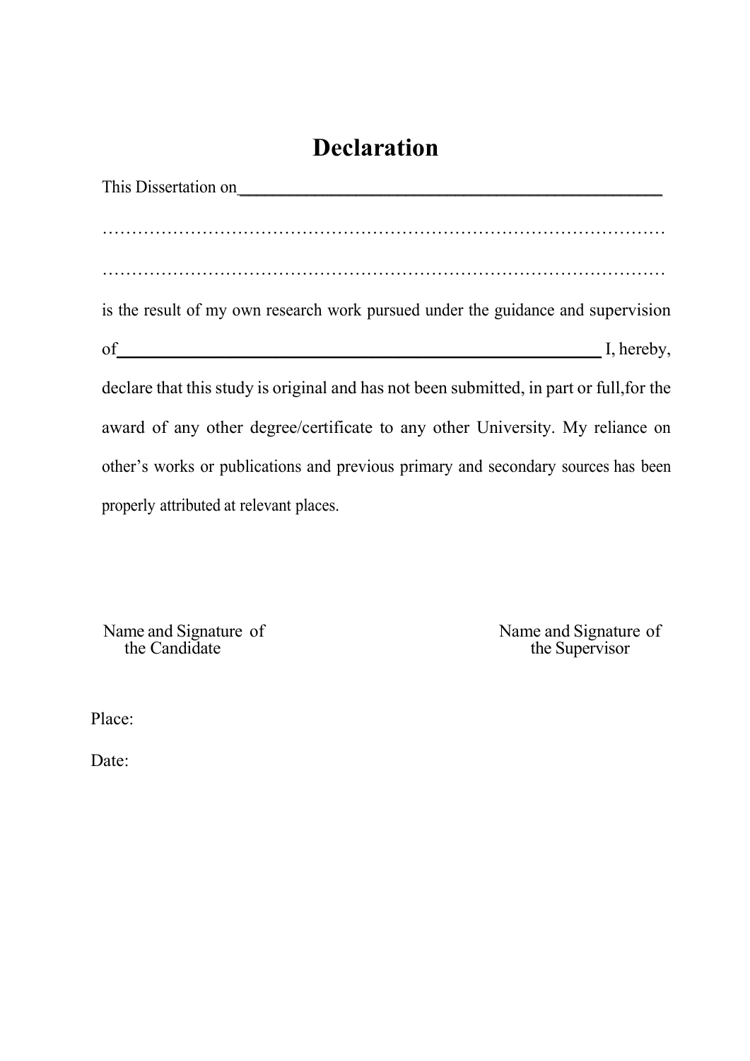# Declaration

This Dissertation on_______________________________________________

…………………………………………………………………………………

…………………………………………………………………………………

is the result of my own research work pursued under the guidance and supervision of______________________________________________________ I, hereby, declare that this study is original and has not been submitted, in part or full,for the award of any other degree/certificate to any other University. My reliance on other's works or publications and previous primary and secondary sources has been properly attributed at relevant places.

Name and Signature of the Candidate

Name and Signature of the Supervisor

Place:

Date: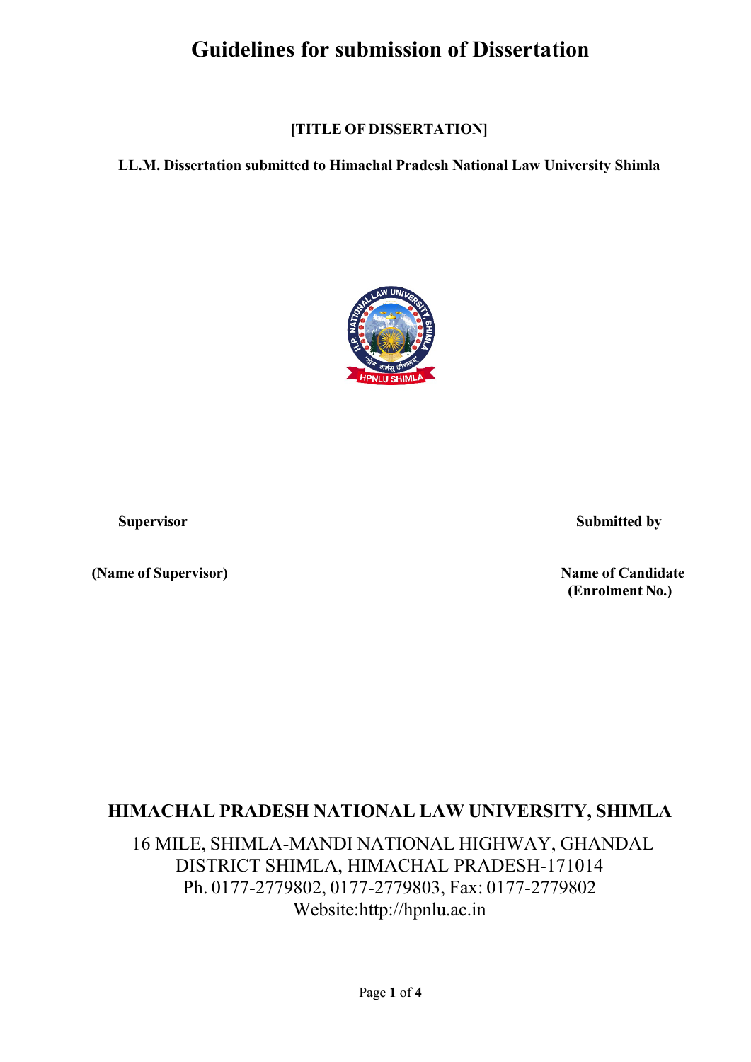# Guidelines for submission of Dissertation

**[TITLE OF DISSERTATION]**

**LL.M. Dissertation submitted to Himachal Pradesh National Law University Shimla**

**Supervisor**

**(Name of Supervisor)**

**Submitted by**

**Name of Candidate**
**(Enrolment No.)**

## HIMACHAL PRADESH NATIONAL LAW UNIVERSITY, SHIMLA

16 MILE, SHIMLA-MANDI NATIONAL HIGHWAY, GHANDAL
DISTRICT SHIMLA, HIMACHAL PRADESH-171014
Ph. 0177-2779802, 0177-2779803, Fax: 0177-2779802
Website:http://hpnlu.ac.in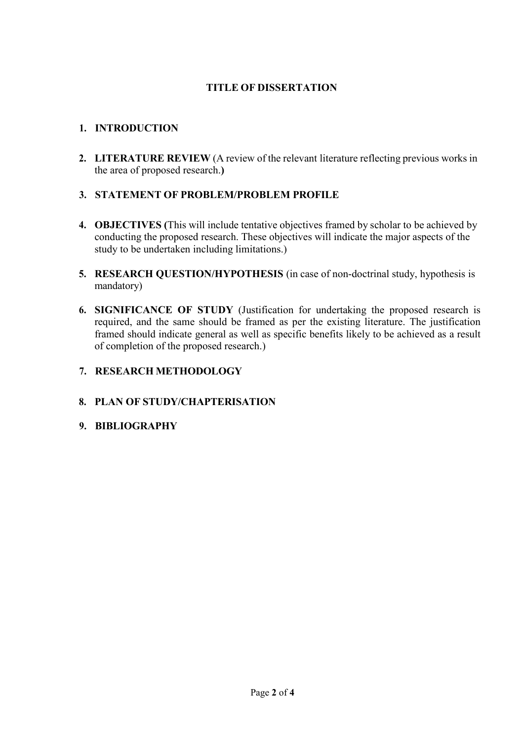# TITLE OF DISSERTATION

1. **INTRODUCTION**

2. **LITERATURE REVIEW** (A review of the relevant literature reflecting previous works in the area of proposed research.**)**

3. **STATEMENT OF PROBLEM/PROBLEM PROFILE**

4. **OBJECTIVES (**This will include tentative objectives framed by scholar to be achieved by conducting the proposed research. These objectives will indicate the major aspects of the study to be undertaken including limitations.)

5. **RESEARCH QUESTION/HYPOTHESIS** (in case of non-doctrinal study, hypothesis is mandatory)

6. **SIGNIFICANCE OF STUDY** (Justification for undertaking the proposed research is required, and the same should be framed as per the existing literature. The justification framed should indicate general as well as specific benefits likely to be achieved as a result of completion of the proposed research.)

7. **RESEARCH METHODOLOGY**

8. **PLAN OF STUDY/CHAPTERISATION**

9. **BIBLIOGRAPHY**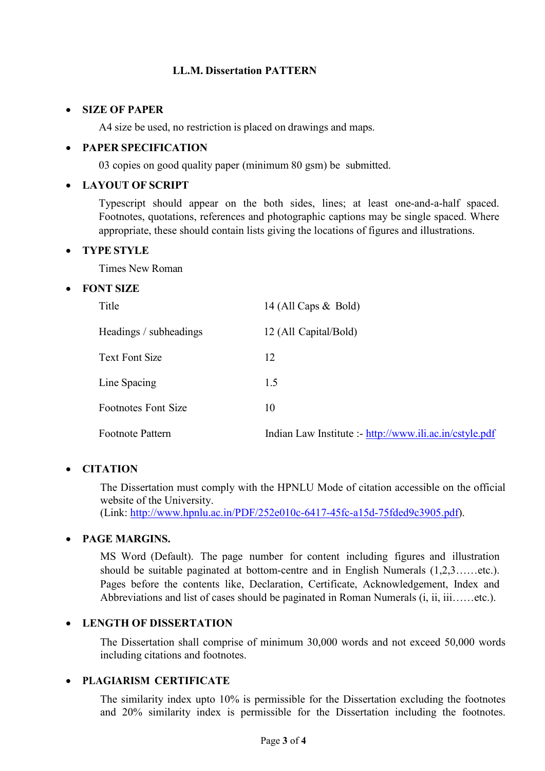## LL.M. Dissertation PATTERN

- **SIZE OF PAPER**

  A4 size be used, no restriction is placed on drawings and maps.

- **PAPER SPECIFICATION**

  03 copies on good quality paper (minimum 80 gsm) be submitted.

- **LAYOUT OF SCRIPT**

  Typescript should appear on the both sides, lines; at least one-and-a-half spaced. Footnotes, quotations, references and photographic captions may be single spaced. Where appropriate, these should contain lists giving the locations of figures and illustrations.

- **TYPE STYLE**

  Times New Roman

- **FONT SIZE**

| | |
|---|---|
| Title | 14 (All Caps & Bold) |
| Headings / subheadings | 12 (All Capital/Bold) |
| Text Font Size | 12 |
| Line Spacing | 1.5 |
| Footnotes Font Size | 10 |
| Footnote Pattern | Indian Law Institute :- http://www.ili.ac.in/cstyle.pdf |

- **CITATION**

  The Dissertation must comply with the HPNLU Mode of citation accessible on the official website of the University.
  (Link: http://www.hpnlu.ac.in/PDF/252e010c-6417-45fc-a15d-75fded9c3905.pdf).

- **PAGE MARGINS.**

  MS Word (Default). The page number for content including figures and illustration should be suitable paginated at bottom-centre and in English Numerals (1,2,3……etc.). Pages before the contents like, Declaration, Certificate, Acknowledgement, Index and Abbreviations and list of cases should be paginated in Roman Numerals (i, ii, iii……etc.).

- **LENGTH OF DISSERTATION**

  The Dissertation shall comprise of minimum 30,000 words and not exceed 50,000 words including citations and footnotes.

- **PLAGIARISM CERTIFICATE**

  The similarity index upto 10% is permissible for the Dissertation excluding the footnotes and 20% similarity index is permissible for the Dissertation including the footnotes.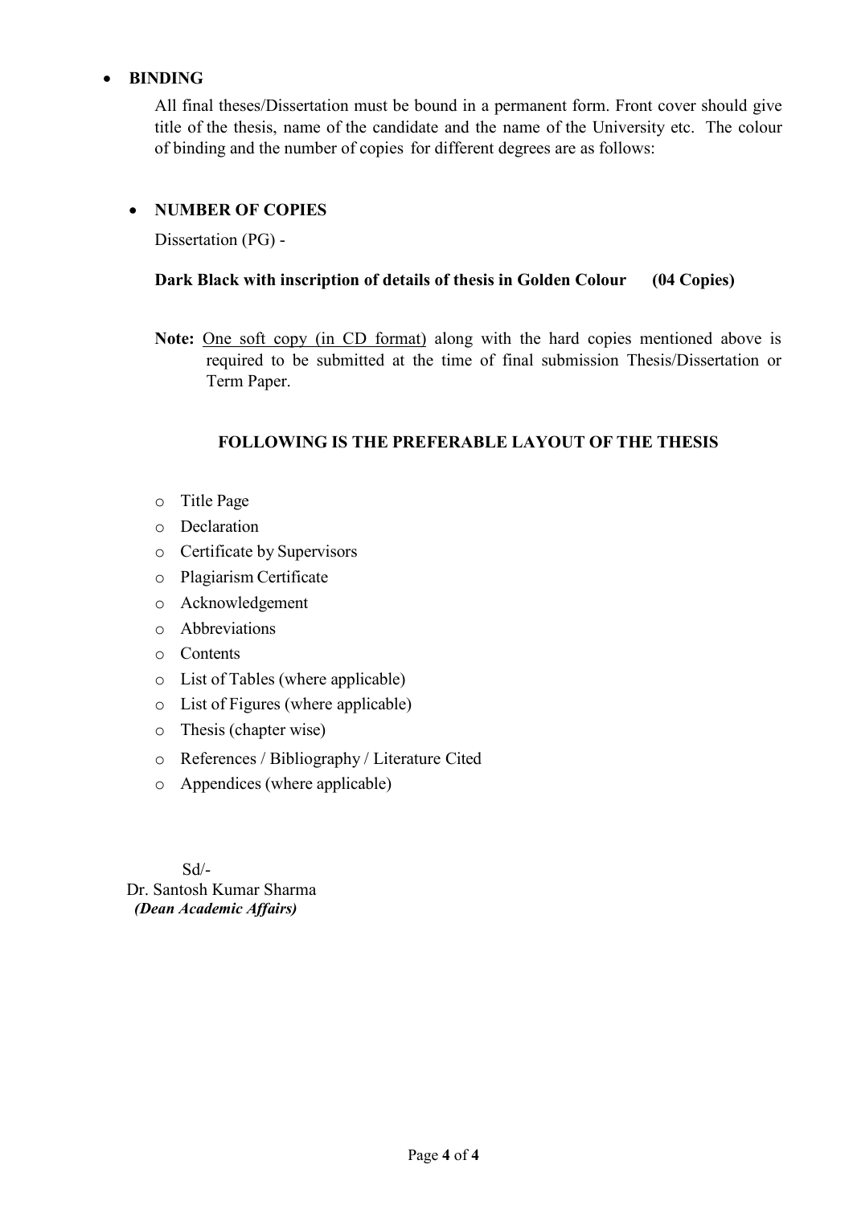- **BINDING**

  All final theses/Dissertation must be bound in a permanent form. Front cover should give title of the thesis, name of the candidate and the name of the University etc. The colour of binding and the number of copies for different degrees are as follows:

- **NUMBER OF COPIES**

  Dissertation (PG) -

  **Dark Black with inscription of details of thesis in Golden Colour (04 Copies)**

  **Note:** One soft copy (in CD format) along with the hard copies mentioned above is required to be submitted at the time of final submission Thesis/Dissertation or Term Paper.

**FOLLOWING IS THE PREFERABLE LAYOUT OF THE THESIS**

- Title Page
- Declaration
- Certificate by Supervisors
- Plagiarism Certificate
- Acknowledgement
- Abbreviations
- Contents
- List of Tables (where applicable)
- List of Figures (where applicable)
- Thesis (chapter wise)
- References / Bibliography / Literature Cited
- Appendices (where applicable)

Sd/-
Dr. Santosh Kumar Sharma
***(Dean Academic Affairs)***